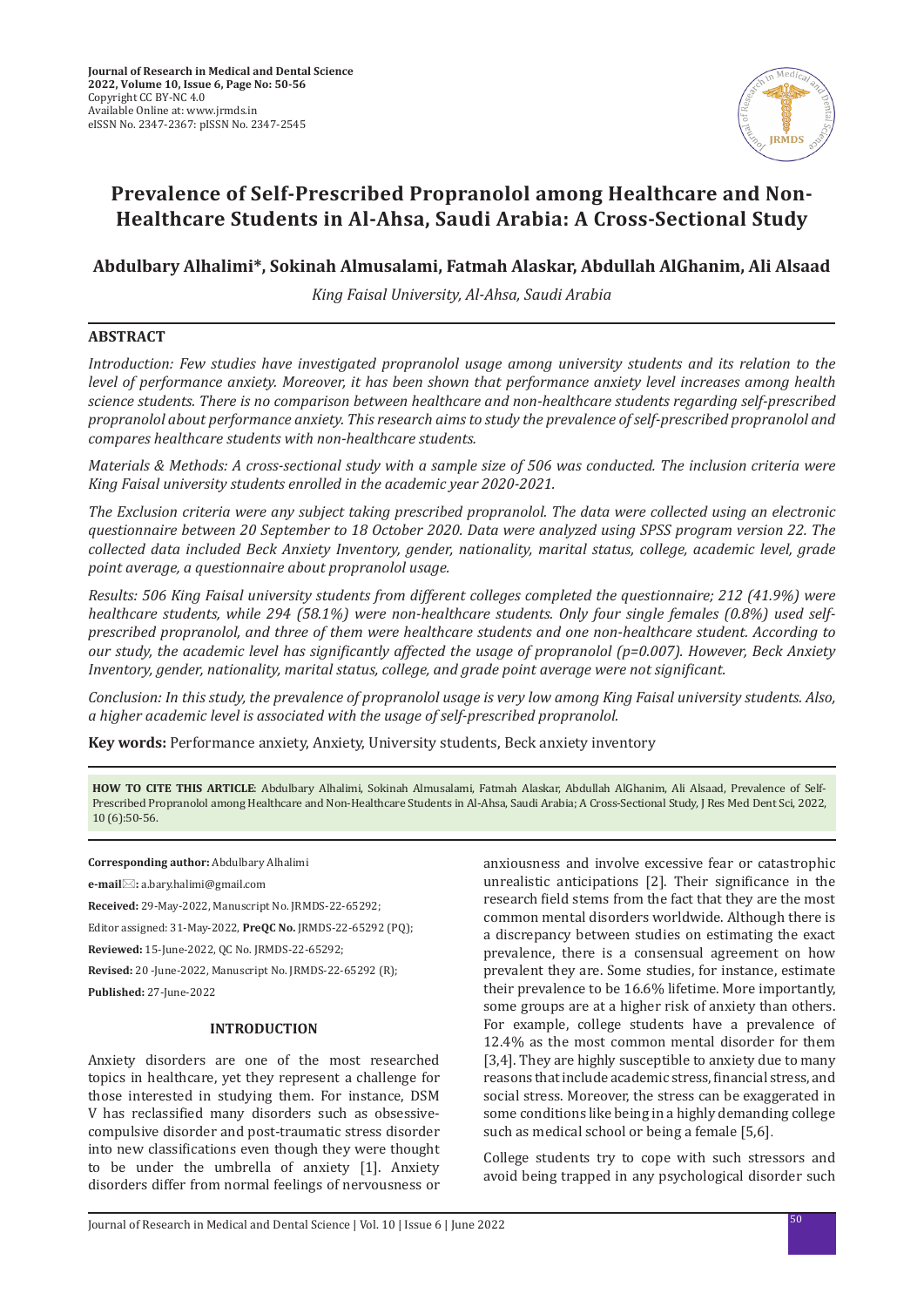# Prevalence of Self-Prescribed Propranolol among Healthcare and Non-Healthcare Students in Al-Ahsa, Saudi Arabia: A Cross-Sectional Study

**Abdulbary Alhalimi\*, Sokinah Almusalami, Fatmah Alaskar, Abdullah AlGhanim, Ali Alsaad**

*King Faisal University, Al-Ahsa, Saudi Arabia*

## ABSTRACT

*Introduction: Few studies have investigated propranolol usage among university students and its relation to the level of performance anxiety. Moreover, it has been shown that performance anxiety level increases among health science students. There is no comparison between healthcare and non-healthcare students regarding self-prescribed propranolol about performance anxiety. This research aims to study the prevalence of self-prescribed propranolol and compares healthcare students with non-healthcare students.*

*Materials & Methods: A cross-sectional study with a sample size of 506 was conducted. The inclusion criteria were King Faisal university students enrolled in the academic year 2020-2021.*

*The Exclusion criteria were any subject taking prescribed propranolol. The data were collected using an electronic questionnaire between 20 September to 18 October 2020. Data were analyzed using SPSS program version 22. The collected data included Beck Anxiety Inventory, gender, nationality, marital status, college, academic level, grade point average, a questionnaire about propranolol usage.*

*Results: 506 King Faisal university students from different colleges completed the questionnaire; 212 (41.9%) were healthcare students, while 294 (58.1%) were non-healthcare students. Only four single females (0.8%) used self-prescribed propranolol, and three of them were healthcare students and one non-healthcare student. According to our study, the academic level has significantly affected the usage of propranolol (p=0.007). However, Beck Anxiety Inventory, gender, nationality, marital status, college, and grade point average were not significant.*

*Conclusion: In this study, the prevalence of propranolol usage is very low among King Faisal university students. Also, a higher academic level is associated with the usage of self-prescribed propranolol.*

**Key words:** Performance anxiety, Anxiety, University students, Beck anxiety inventory

**HOW TO CITE THIS ARTICLE**: Abdulbary Alhalimi, Sokinah Almusalami, Fatmah Alaskar, Abdullah AlGhanim, Ali Alsaad, Prevalence of Self-Prescribed Propranolol among Healthcare and Non-Healthcare Students in Al-Ahsa, Saudi Arabia; A Cross-Sectional Study, J Res Med Dent Sci, 2022, 10 (6):50-56.

**Corresponding author:** Abdulbary Alhalimi

**e-mail:** a.bary.halimi@gmail.com

**Received:** 29-May-2022, Manuscript No. JRMDS-22-65292;

Editor assigned: 31-May-2022, **PreQC No.** JRMDS-22-65292 (PQ);

**Reviewed:** 15-June-2022, QC No. JRMDS-22-65292;

**Revised:** 20 -June-2022, Manuscript No. JRMDS-22-65292 (R);

**Published:** 27-June-2022

## INTRODUCTION

Anxiety disorders are one of the most researched topics in healthcare, yet they represent a challenge for those interested in studying them. For instance, DSM V has reclassified many disorders such as obsessive-compulsive disorder and post-traumatic stress disorder into new classifications even though they were thought to be under the umbrella of anxiety [1]. Anxiety disorders differ from normal feelings of nervousness or anxiousness and involve excessive fear or catastrophic unrealistic anticipations [2]. Their significance in the research field stems from the fact that they are the most common mental disorders worldwide. Although there is a discrepancy between studies on estimating the exact prevalence, there is a consensual agreement on how prevalent they are. Some studies, for instance, estimate their prevalence to be 16.6% lifetime. More importantly, some groups are at a higher risk of anxiety than others. For example, college students have a prevalence of 12.4% as the most common mental disorder for them [3,4]. They are highly susceptible to anxiety due to many reasons that include academic stress, financial stress, and social stress. Moreover, the stress can be exaggerated in some conditions like being in a highly demanding college such as medical school or being a female [5,6].

College students try to cope with such stressors and avoid being trapped in any psychological disorder such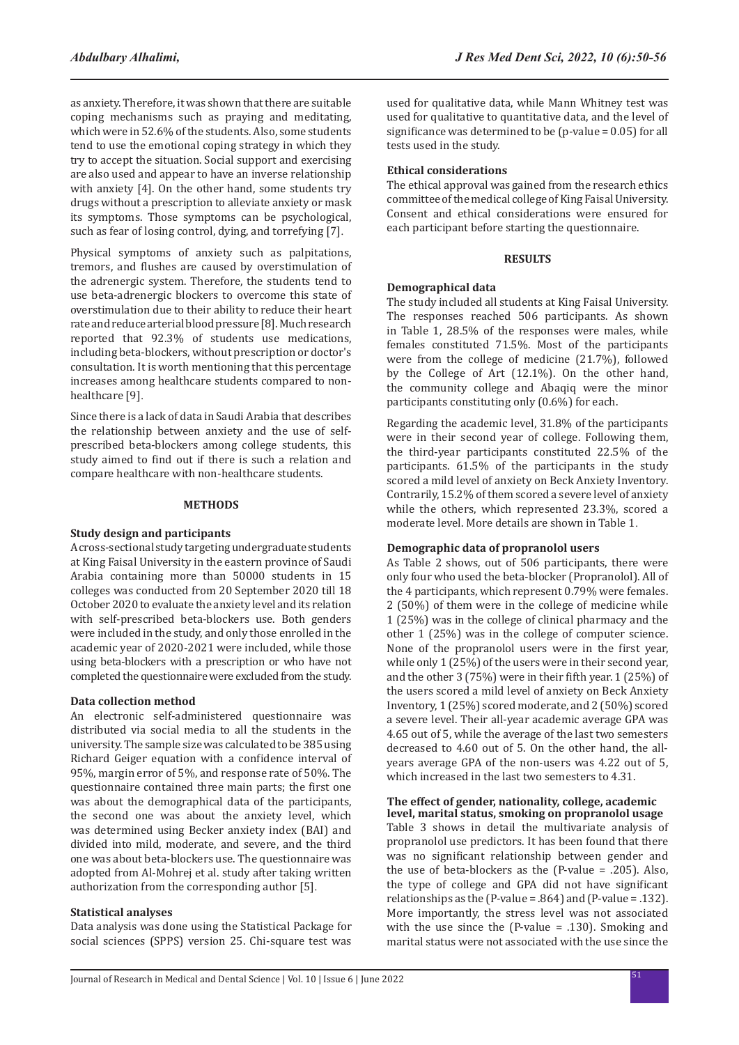as anxiety. Therefore, it was shown that there are suitable coping mechanisms such as praying and meditating, which were in 52.6% of the students. Also, some students tend to use the emotional coping strategy in which they try to accept the situation. Social support and exercising are also used and appear to have an inverse relationship with anxiety [4]. On the other hand, some students try drugs without a prescription to alleviate anxiety or mask its symptoms. Those symptoms can be psychological, such as fear of losing control, dying, and torrefying [7].

Physical symptoms of anxiety such as palpitations, tremors, and flushes are caused by overstimulation of the adrenergic system. Therefore, the students tend to use beta-adrenergic blockers to overcome this state of overstimulation due to their ability to reduce their heart rate and reduce arterial blood pressure [8]. Much research reported that 92.3% of students use medications, including beta-blockers, without prescription or doctor's consultation. It is worth mentioning that this percentage increases among healthcare students compared to non-healthcare [9].

Since there is a lack of data in Saudi Arabia that describes the relationship between anxiety and the use of self-prescribed beta-blockers among college students, this study aimed to find out if there is such a relation and compare healthcare with non-healthcare students.

## METHODS

### Study design and participants

A cross-sectional study targeting undergraduate students at King Faisal University in the eastern province of Saudi Arabia containing more than 50000 students in 15 colleges was conducted from 20 September 2020 till 18 October 2020 to evaluate the anxiety level and its relation with self-prescribed beta-blockers use. Both genders were included in the study, and only those enrolled in the academic year of 2020-2021 were included, while those using beta-blockers with a prescription or who have not completed the questionnaire were excluded from the study.

### Data collection method

An electronic self-administered questionnaire was distributed via social media to all the students in the university. The sample size was calculated to be 385 using Richard Geiger equation with a confidence interval of 95%, margin error of 5%, and response rate of 50%. The questionnaire contained three main parts; the first one was about the demographical data of the participants, the second one was about the anxiety level, which was determined using Becker anxiety index (BAI) and divided into mild, moderate, and severe, and the third one was about beta-blockers use. The questionnaire was adopted from Al-Mohrej et al. study after taking written authorization from the corresponding author [5].

### Statistical analyses

Data analysis was done using the Statistical Package for social sciences (SPPS) version 25. Chi-square test was used for qualitative data, while Mann Whitney test was used for qualitative to quantitative data, and the level of significance was determined to be (p-value = 0.05) for all tests used in the study.

### Ethical considerations

The ethical approval was gained from the research ethics committee of the medical college of King Faisal University. Consent and ethical considerations were ensured for each participant before starting the questionnaire.

## RESULTS

### Demographical data

The study included all students at King Faisal University. The responses reached 506 participants. As shown in Table 1, 28.5% of the responses were males, while females constituted 71.5%. Most of the participants were from the college of medicine (21.7%), followed by the College of Art (12.1%). On the other hand, the community college and Abaqiq were the minor participants constituting only (0.6%) for each.

Regarding the academic level, 31.8% of the participants were in their second year of college. Following them, the third-year participants constituted 22.5% of the participants. 61.5% of the participants in the study scored a mild level of anxiety on Beck Anxiety Inventory. Contrarily, 15.2% of them scored a severe level of anxiety while the others, which represented 23.3%, scored a moderate level. More details are shown in Table 1.

### Demographic data of propranolol users

As Table 2 shows, out of 506 participants, there were only four who used the beta-blocker (Propranolol). All of the 4 participants, which represent 0.79% were females. 2 (50%) of them were in the college of medicine while 1 (25%) was in the college of clinical pharmacy and the other 1 (25%) was in the college of computer science. None of the propranolol users were in the first year, while only 1 (25%) of the users were in their second year, and the other 3 (75%) were in their fifth year. 1 (25%) of the users scored a mild level of anxiety on Beck Anxiety Inventory, 1 (25%) scored moderate, and 2 (50%) scored a severe level. Their all-year academic average GPA was 4.65 out of 5, while the average of the last two semesters decreased to 4.60 out of 5. On the other hand, the all-years average GPA of the non-users was 4.22 out of 5, which increased in the last two semesters to 4.31.

### The effect of gender, nationality, college, academic level, marital status, smoking on propranolol usage

Table 3 shows in detail the multivariate analysis of propranolol use predictors. It has been found that there was no significant relationship between gender and the use of beta-blockers as the (P-value = .205). Also, the type of college and GPA did not have significant relationships as the (P-value = .864) and (P-value = .132). More importantly, the stress level was not associated with the use since the (P-value = .130). Smoking and marital status were not associated with the use since the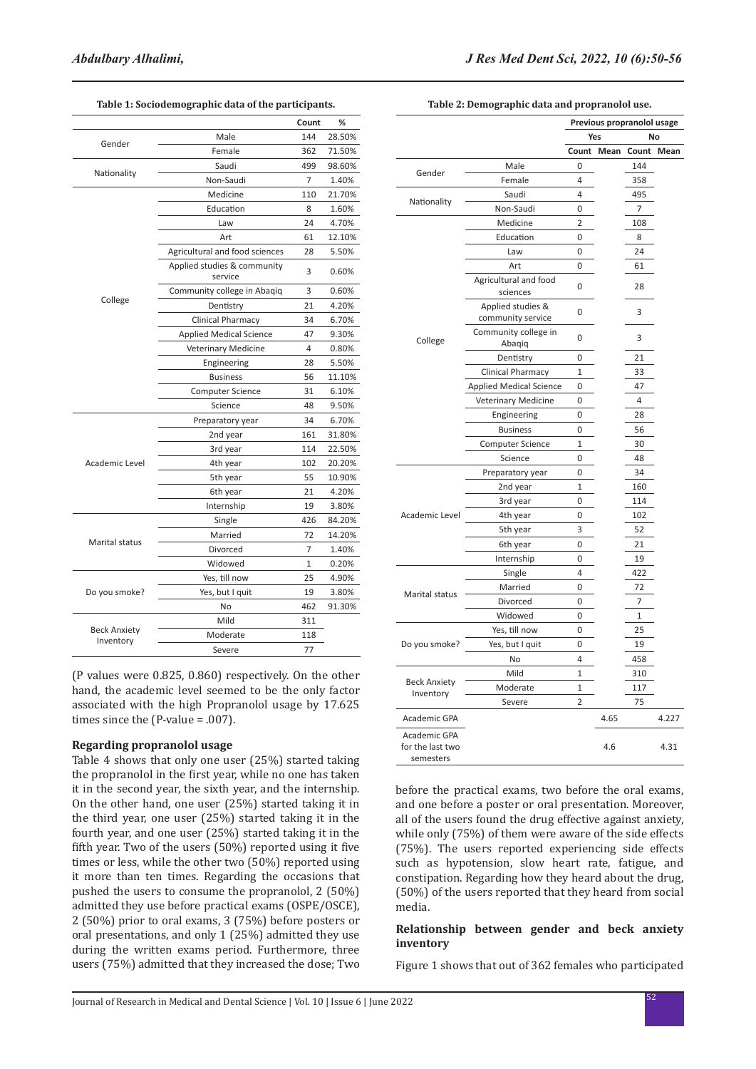**Table 1: Sociodemographic data of the participants.**

| | | Count | % |
|---|---|---|---|
| Gender | Male | 144 | 28.50% |
| | Female | 362 | 71.50% |
| Nationality | Saudi | 499 | 98.60% |
| | Non-Saudi | 7 | 1.40% |
| College | Medicine | 110 | 21.70% |
| | Education | 8 | 1.60% |
| | Law | 24 | 4.70% |
| | Art | 61 | 12.10% |
| | Agricultural and food sciences | 28 | 5.50% |
| | Applied studies & community service | 3 | 0.60% |
| | Community college in Abaqiq | 3 | 0.60% |
| | Dentistry | 21 | 4.20% |
| | Clinical Pharmacy | 34 | 6.70% |
| | Applied Medical Science | 47 | 9.30% |
| | Veterinary Medicine | 4 | 0.80% |
| | Engineering | 28 | 5.50% |
| | Business | 56 | 11.10% |
| | Computer Science | 31 | 6.10% |
| | Science | 48 | 9.50% |
| Academic Level | Preparatory year | 34 | 6.70% |
| | 2nd year | 161 | 31.80% |
| | 3rd year | 114 | 22.50% |
| | 4th year | 102 | 20.20% |
| | 5th year | 55 | 10.90% |
| | 6th year | 21 | 4.20% |
| | Internship | 19 | 3.80% |
| Marital status | Single | 426 | 84.20% |
| | Married | 72 | 14.20% |
| | Divorced | 7 | 1.40% |
| | Widowed | 1 | 0.20% |
| Do you smoke? | Yes, till now | 25 | 4.90% |
| | Yes, but I quit | 19 | 3.80% |
| | No | 462 | 91.30% |
| Beck Anxiety Inventory | Mild | 311 | |
| | Moderate | 118 | |
| | Severe | 77 | |

(P values were 0.825, 0.860) respectively. On the other hand, the academic level seemed to be the only factor associated with the high Propranolol usage by 17.625 times since the (P-value = .007).

### Regarding propranolol usage

Table 4 shows that only one user (25%) started taking the propranolol in the first year, while no one has taken it in the second year, the sixth year, and the internship. On the other hand, one user (25%) started taking it in the third year, one user (25%) started taking it in the fourth year, and one user (25%) started taking it in the fifth year. Two of the users (50%) reported using it five times or less, while the other two (50%) reported using it more than ten times. Regarding the occasions that pushed the users to consume the propranolol, 2 (50%) admitted they use before practical exams (OSPE/OSCE), 2 (50%) prior to oral exams, 3 (75%) before posters or oral presentations, and only 1 (25%) admitted they use during the written exams period. Furthermore, three users (75%) admitted that they increased the dose; Two before the practical exams, two before the oral exams, and one before a poster or oral presentation. Moreover, all of the users found the drug effective against anxiety, while only (75%) of them were aware of the side effects (75%). The users reported experiencing side effects such as hypotension, slow heart rate, fatigue, and constipation. Regarding how they heard about the drug, (50%) of the users reported that they heard from social media.

**Table 2: Demographic data and propranolol use.**

| | | Previous propranolol usage | | | |
|---|---|---|---|---|---|
| | | Yes | | No | |
| | | Count | Mean | Count | Mean |
| Gender | Male | 0 | | 144 | |
| | Female | 4 | | 358 | |
| Nationality | Saudi | 4 | | 495 | |
| | Non-Saudi | 0 | | 7 | |
| College | Medicine | 2 | | 108 | |
| | Education | 0 | | 8 | |
| | Law | 0 | | 24 | |
| | Art | 0 | | 61 | |
| | Agricultural and food sciences | 0 | | 28 | |
| | Applied studies & community service | 0 | | 3 | |
| | Community college in Abaqiq | 0 | | 3 | |
| | Dentistry | 0 | | 21 | |
| | Clinical Pharmacy | 1 | | 33 | |
| | Applied Medical Science | 0 | | 47 | |
| | Veterinary Medicine | 0 | | 4 | |
| | Engineering | 0 | | 28 | |
| | Business | 0 | | 56 | |
| | Computer Science | 1 | | 30 | |
| | Science | 0 | | 48 | |
| Academic Level | Preparatory year | 0 | | 34 | |
| | 2nd year | 1 | | 160 | |
| | 3rd year | 0 | | 114 | |
| | 4th year | 0 | | 102 | |
| | 5th year | 3 | | 52 | |
| | 6th year | 0 | | 21 | |
| | Internship | 0 | | 19 | |
| Marital status | Single | 4 | | 422 | |
| | Married | 0 | | 72 | |
| | Divorced | 0 | | 7 | |
| | Widowed | 0 | | 1 | |
| Do you smoke? | Yes, till now | 0 | | 25 | |
| | Yes, but I quit | 0 | | 19 | |
| | No | 4 | | 458 | |
| Beck Anxiety Inventory | Mild | 1 | | 310 | |
| | Moderate | 1 | | 117 | |
| | Severe | 2 | | 75 | |
| Academic GPA | | | 4.65 | | 4.227 |
| Academic GPA for the last two semesters | | | 4.6 | | 4.31 |

### Relationship between gender and beck anxiety inventory

Figure 1 shows that out of 362 females who participated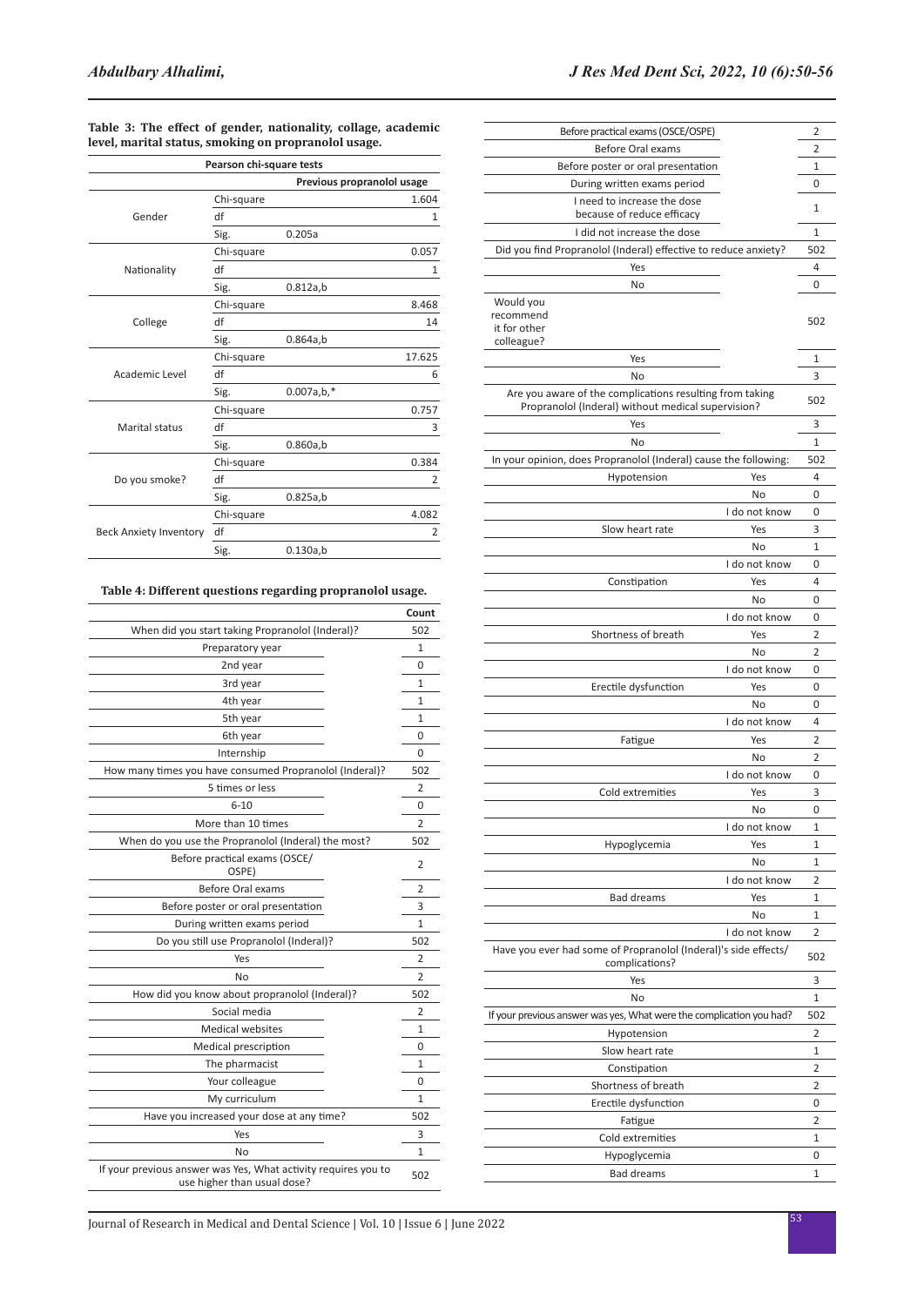**Table 3: The effect of gender, nationality, collage, academic level, marital status, smoking on propranolol usage.**

| Pearson chi-square tests | | | |
|---|---|---|---|
| | | Previous propranolol usage | |
| Gender | Chi-square | | 1.604 |
| | df | | 1 |
| | Sig. | 0.205a | |
| Nationality | Chi-square | | 0.057 |
| | df | | 1 |
| | Sig. | 0.812a,b | |
| College | Chi-square | | 8.468 |
| | df | | 14 |
| | Sig. | 0.864a,b | |
| Academic Level | Chi-square | | 17.625 |
| | df | | 6 |
| | Sig. | 0.007a,b,* | |
| Marital status | Chi-square | | 0.757 |
| | df | | 3 |
| | Sig. | 0.860a,b | |
| Do you smoke? | Chi-square | | 0.384 |
| | df | | 2 |
| | Sig. | 0.825a,b | |
| Beck Anxiety Inventory | Chi-square | | 4.082 |
| | df | | 2 |
| | Sig. | 0.130a,b | |

**Table 4: Different questions regarding propranolol usage.**

| | | Count |
|---|---|---|
| When did you start taking Propranolol (Inderal)? | | 502 |
| Preparatory year | | 1 |
| 2nd year | | 0 |
| 3rd year | | 1 |
| 4th year | | 1 |
| 5th year | | 1 |
| 6th year | | 0 |
| Internship | | 0 |
| How many times you have consumed Propranolol (Inderal)? | | 502 |
| 5 times or less | | 2 |
| 6-10 | | 0 |
| More than 10 times | | 2 |
| When do you use the Propranolol (Inderal) the most? | | 502 |
| Before practical exams (OSCE/ OSPE) | | 2 |
| Before Oral exams | | 2 |
| Before poster or oral presentation | | 3 |
| During written exams period | | 1 |
| Do you still use Propranolol (Inderal)? | | 502 |
| Yes | | 2 |
| No | | 2 |
| How did you know about propranolol (Inderal)? | | 502 |
| Social media | | 2 |
| Medical websites | | 1 |
| Medical prescription | | 0 |
| The pharmacist | | 1 |
| Your colleague | | 0 |
| My curriculum | | 1 |
| Have you increased your dose at any time? | | 502 |
| Yes | | 3 |
| No | | 1 |
| If your previous answer was Yes, What activity requires you to use higher than usual dose? | | 502 |
| Before practical exams (OSCE/OSPE) | | 2 |
| Before Oral exams | | 2 |
| Before poster or oral presentation | | 1 |
| During written exams period | | 0 |
| I need to increase the dose because of reduce efficacy | | 1 |
| I did not increase the dose | | 1 |
| Did you find Propranolol (Inderal) effective to reduce anxiety? | | 502 |
| Yes | | 4 |
| No | | 0 |
| Would you recommend it for other colleague? | | 502 |
| Yes | | 1 |
| No | | 3 |
| Are you aware of the complications resulting from taking Propranolol (Inderal) without medical supervision? | | 502 |
| Yes | | 3 |
| No | | 1 |
| In your opinion, does Propranolol (Inderal) cause the following: | | 502 |
| Hypotension | Yes | 4 |
| | No | 0 |
| | I do not know | 0 |
| Slow heart rate | Yes | 3 |
| | No | 1 |
| | I do not know | 0 |
| Constipation | Yes | 4 |
| | No | 0 |
| | I do not know | 0 |
| Shortness of breath | Yes | 2 |
| | No | 2 |
| | I do not know | 0 |
| Erectile dysfunction | Yes | 0 |
| | No | 0 |
| | I do not know | 4 |
| Fatigue | Yes | 2 |
| | No | 2 |
| | I do not know | 0 |
| Cold extremities | Yes | 3 |
| | No | 0 |
| | I do not know | 1 |
| Hypoglycemia | Yes | 1 |
| | No | 1 |
| | I do not know | 2 |
| Bad dreams | Yes | 1 |
| | No | 1 |
| | I do not know | 2 |
| Have you ever had some of Propranolol (Inderal)'s side effects/ complications? | | 502 |
| Yes | | 3 |
| No | | 1 |
| If your previous answer was yes, What were the complication you had? | | 502 |
| Hypotension | | 2 |
| Slow heart rate | | 1 |
| Constipation | | 2 |
| Shortness of breath | | 2 |
| Erectile dysfunction | | 0 |
| Fatigue | | 2 |
| Cold extremities | | 1 |
| Hypoglycemia | | 0 |
| Bad dreams | | 1 |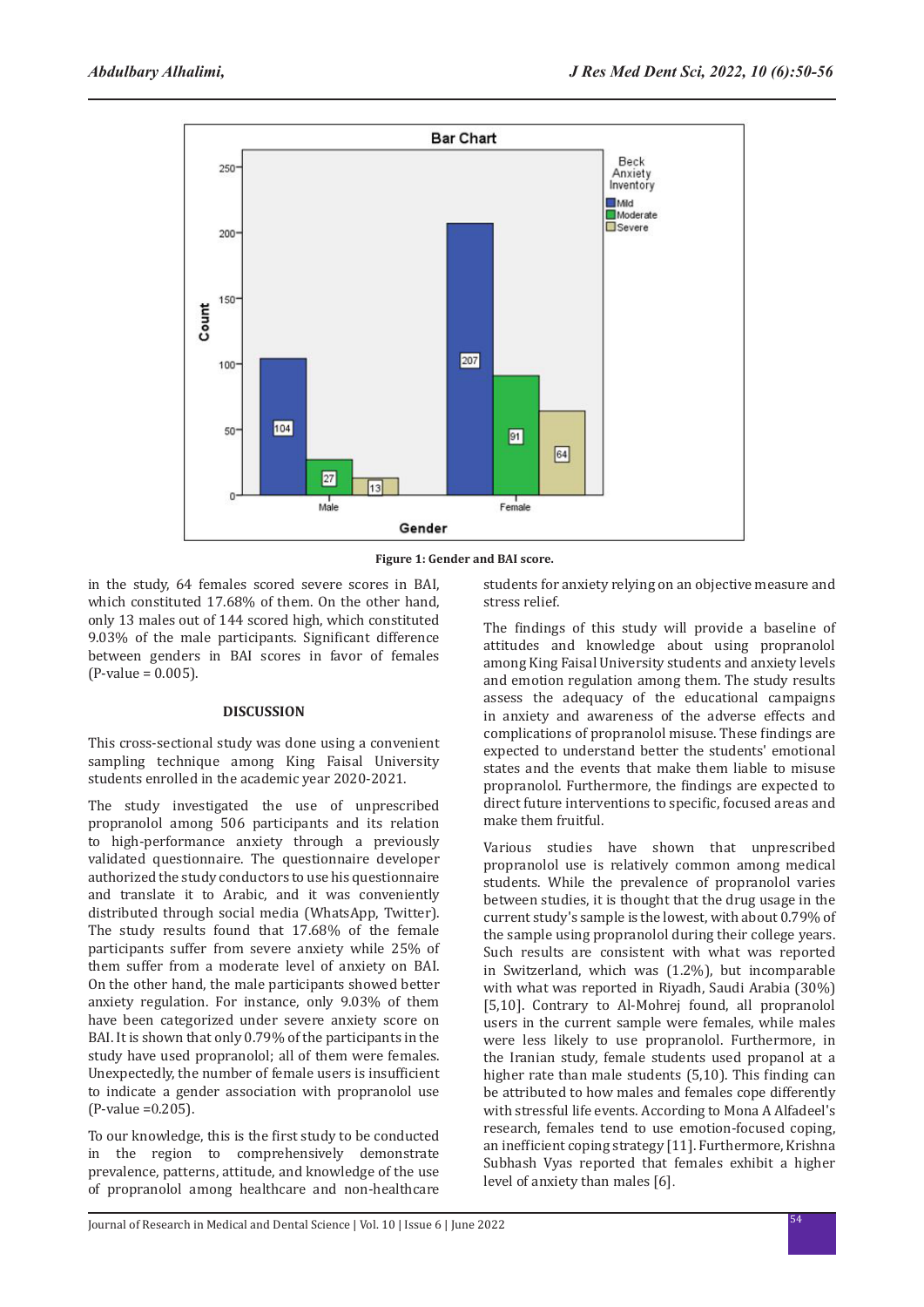Figure 1: Gender and BAI score.

in the study, 64 females scored severe scores in BAI, which constituted 17.68% of them. On the other hand, only 13 males out of 144 scored high, which constituted 9.03% of the male participants. Significant difference between genders in BAI scores in favor of females (P-value = 0.005).

## DISCUSSION

This cross-sectional study was done using a convenient sampling technique among King Faisal University students enrolled in the academic year 2020-2021.

The study investigated the use of unprescribed propranolol among 506 participants and its relation to high-performance anxiety through a previously validated questionnaire. The questionnaire developer authorized the study conductors to use his questionnaire and translate it to Arabic, and it was conveniently distributed through social media (WhatsApp, Twitter). The study results found that 17.68% of the female participants suffer from severe anxiety while 25% of them suffer from a moderate level of anxiety on BAI. On the other hand, the male participants showed better anxiety regulation. For instance, only 9.03% of them have been categorized under severe anxiety score on BAI. It is shown that only 0.79% of the participants in the study have used propranolol; all of them were females. Unexpectedly, the number of female users is insufficient to indicate a gender association with propranolol use (P-value =0.205).

To our knowledge, this is the first study to be conducted in the region to comprehensively demonstrate prevalence, patterns, attitude, and knowledge of the use of propranolol among healthcare and non-healthcare students for anxiety relying on an objective measure and stress relief.

The findings of this study will provide a baseline of attitudes and knowledge about using propranolol among King Faisal University students and anxiety levels and emotion regulation among them. The study results assess the adequacy of the educational campaigns in anxiety and awareness of the adverse effects and complications of propranolol misuse. These findings are expected to understand better the students' emotional states and the events that make them liable to misuse propranolol. Furthermore, the findings are expected to direct future interventions to specific, focused areas and make them fruitful.

Various studies have shown that unprescribed propranolol use is relatively common among medical students. While the prevalence of propranolol varies between studies, it is thought that the drug usage in the current study's sample is the lowest, with about 0.79% of the sample using propranolol during their college years. Such results are consistent with what was reported in Switzerland, which was (1.2%), but incomparable with what was reported in Riyadh, Saudi Arabia (30%) [5,10]. Contrary to Al-Mohrej found, all propranolol users in the current sample were females, while males were less likely to use propranolol. Furthermore, in the Iranian study, female students used propanol at a higher rate than male students (5,10). This finding can be attributed to how males and females cope differently with stressful life events. According to Mona A Alfadeel's research, females tend to use emotion-focused coping, an inefficient coping strategy [11]. Furthermore, Krishna Subhash Vyas reported that females exhibit a higher level of anxiety than males [6].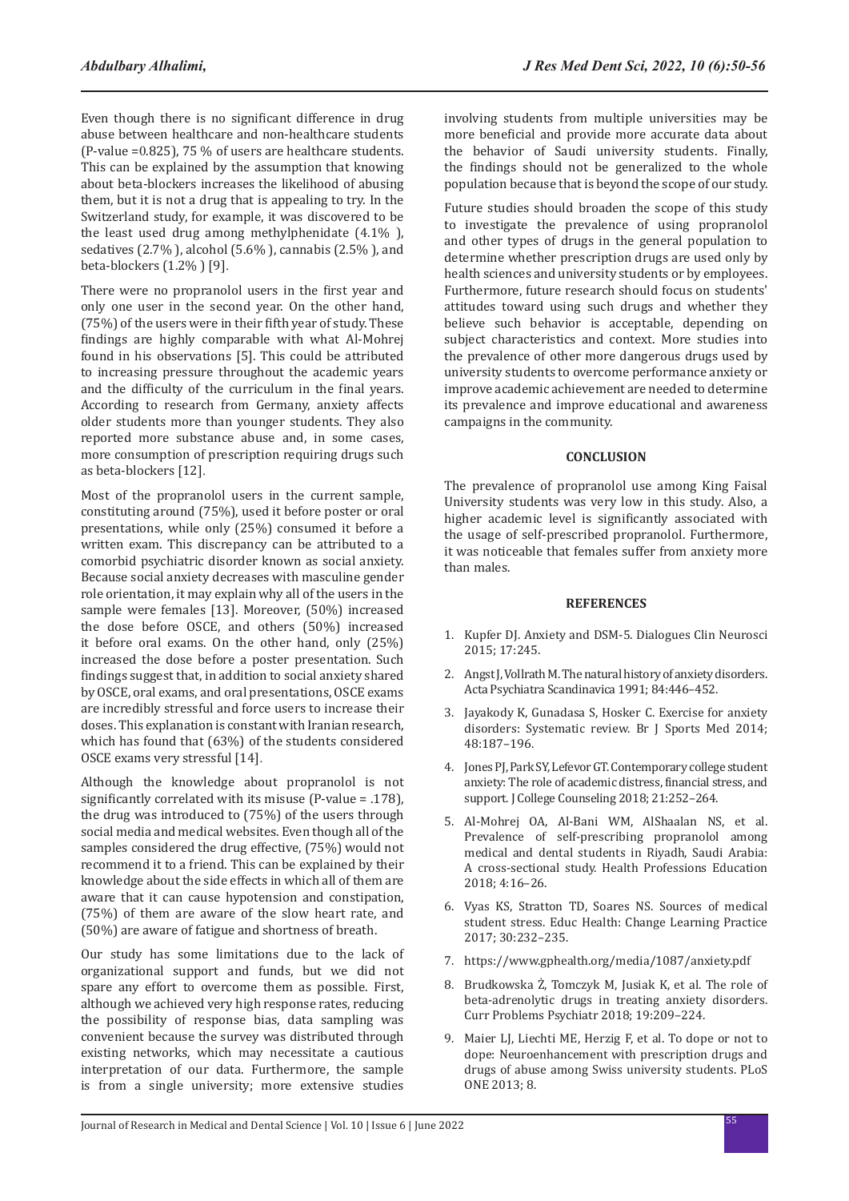Even though there is no significant difference in drug abuse between healthcare and non-healthcare students (P-value =0.825), 75 % of users are healthcare students. This can be explained by the assumption that knowing about beta-blockers increases the likelihood of abusing them, but it is not a drug that is appealing to try. In the Switzerland study, for example, it was discovered to be the least used drug among methylphenidate (4.1% ), sedatives (2.7% ), alcohol (5.6% ), cannabis (2.5% ), and beta-blockers (1.2% ) [9].

There were no propranolol users in the first year and only one user in the second year. On the other hand, (75%) of the users were in their fifth year of study. These findings are highly comparable with what Al-Mohrej found in his observations [5]. This could be attributed to increasing pressure throughout the academic years and the difficulty of the curriculum in the final years. According to research from Germany, anxiety affects older students more than younger students. They also reported more substance abuse and, in some cases, more consumption of prescription requiring drugs such as beta-blockers [12].

Most of the propranolol users in the current sample, constituting around (75%), used it before poster or oral presentations, while only (25%) consumed it before a written exam. This discrepancy can be attributed to a comorbid psychiatric disorder known as social anxiety. Because social anxiety decreases with masculine gender role orientation, it may explain why all of the users in the sample were females [13]. Moreover, (50%) increased the dose before OSCE, and others (50%) increased it before oral exams. On the other hand, only (25%) increased the dose before a poster presentation. Such findings suggest that, in addition to social anxiety shared by OSCE, oral exams, and oral presentations, OSCE exams are incredibly stressful and force users to increase their doses. This explanation is constant with Iranian research, which has found that (63%) of the students considered OSCE exams very stressful [14].

Although the knowledge about propranolol is not significantly correlated with its misuse (P-value = .178), the drug was introduced to (75%) of the users through social media and medical websites. Even though all of the samples considered the drug effective, (75%) would not recommend it to a friend. This can be explained by their knowledge about the side effects in which all of them are aware that it can cause hypotension and constipation, (75%) of them are aware of the slow heart rate, and (50%) are aware of fatigue and shortness of breath.

Our study has some limitations due to the lack of organizational support and funds, but we did not spare any effort to overcome them as possible. First, although we achieved very high response rates, reducing the possibility of response bias, data sampling was convenient because the survey was distributed through existing networks, which may necessitate a cautious interpretation of our data. Furthermore, the sample is from a single university; more extensive studies involving students from multiple universities may be more beneficial and provide more accurate data about the behavior of Saudi university students. Finally, the findings should not be generalized to the whole population because that is beyond the scope of our study.

Future studies should broaden the scope of this study to investigate the prevalence of using propranolol and other types of drugs in the general population to determine whether prescription drugs are used only by health sciences and university students or by employees. Furthermore, future research should focus on students' attitudes toward using such drugs and whether they believe such behavior is acceptable, depending on subject characteristics and context. More studies into the prevalence of other more dangerous drugs used by university students to overcome performance anxiety or improve academic achievement are needed to determine its prevalence and improve educational and awareness campaigns in the community.

## CONCLUSION

The prevalence of propranolol use among King Faisal University students was very low in this study. Also, a higher academic level is significantly associated with the usage of self-prescribed propranolol. Furthermore, it was noticeable that females suffer from anxiety more than males.

## REFERENCES

1. Kupfer DJ. Anxiety and DSM-5. Dialogues Clin Neurosci 2015; 17:245.
2. Angst J, Vollrath M. The natural history of anxiety disorders. Acta Psychiatra Scandinavica 1991; 84:446–452.
3. Jayakody K, Gunadasa S, Hosker C. Exercise for anxiety disorders: Systematic review. Br J Sports Med 2014; 48:187–196.
4. Jones PJ, Park SY, Lefevor GT. Contemporary college student anxiety: The role of academic distress, financial stress, and support. J College Counseling 2018; 21:252–264.
5. Al-Mohrej OA, Al-Bani WM, AlShaalan NS, et al. Prevalence of self-prescribing propranolol among medical and dental students in Riyadh, Saudi Arabia: A cross-sectional study. Health Professions Education 2018; 4:16–26.
6. Vyas KS, Stratton TD, Soares NS. Sources of medical student stress. Educ Health: Change Learning Practice 2017; 30:232–235.
7. https://www.gphealth.org/media/1087/anxiety.pdf
8. Brudkowska Ż, Tomczyk M, Jusiak K, et al. The role of beta-adrenolytic drugs in treating anxiety disorders. Curr Problems Psychiatr 2018; 19:209–224.
9. Maier LJ, Liechti ME, Herzig F, et al. To dope or not to dope: Neuroenhancement with prescription drugs and drugs of abuse among Swiss university students. PLoS ONE 2013; 8.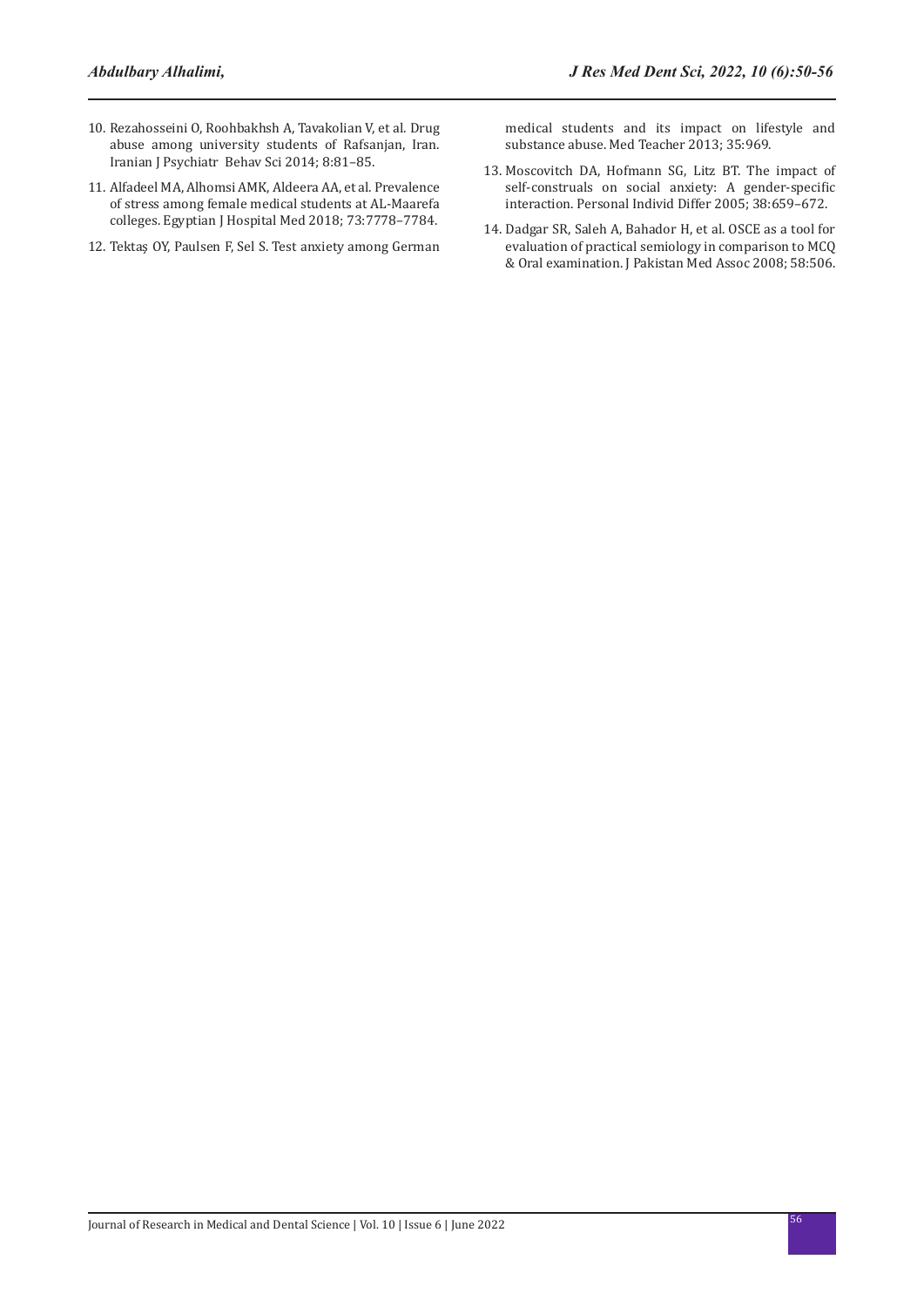10. Rezahosseini O, Roohbakhsh A, Tavakolian V, et al. Drug abuse among university students of Rafsanjan, Iran. Iranian J Psychiatr Behav Sci 2014; 8:81–85.

11. Alfadeel MA, Alhomsi AMK, Aldeera AA, et al. Prevalence of stress among female medical students at AL-Maarefa colleges. Egyptian J Hospital Med 2018; 73:7778–7784.

12. Tektaş OY, Paulsen F, Sel S. Test anxiety among German medical students and its impact on lifestyle and substance abuse. Med Teacher 2013; 35:969.

13. Moscovitch DA, Hofmann SG, Litz BT. The impact of self-construals on social anxiety: A gender-specific interaction. Personal Individ Differ 2005; 38:659–672.

14. Dadgar SR, Saleh A, Bahador H, et al. OSCE as a tool for evaluation of practical semiology in comparison to MCQ & Oral examination. J Pakistan Med Assoc 2008; 58:506.